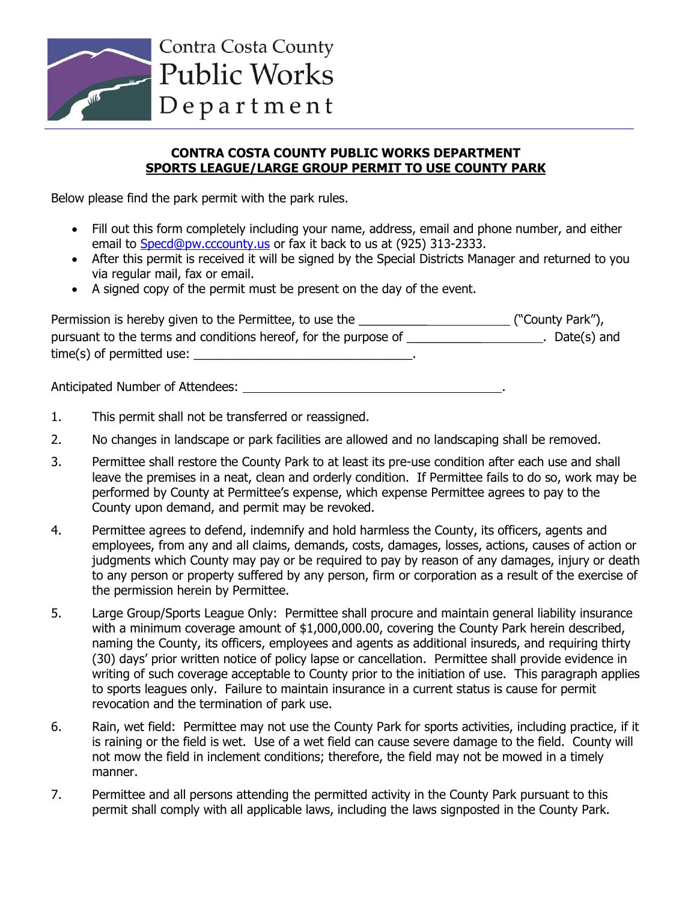Contra Costa County
Public Works
Department

**CONTRA COSTA COUNTY PUBLIC WORKS DEPARTMENT**
**SPORTS LEAGUE/LARGE GROUP PERMIT TO USE COUNTY PARK**

Below please find the park permit with the park rules.

- Fill out this form completely including your name, address, email and phone number, and either email to Specd@pw.cccounty.us or fax it back to us at (925) 313-2333.
- After this permit is received it will be signed by the Special Districts Manager and returned to you via regular mail, fax or email.
- A signed copy of the permit must be present on the day of the event.

Permission is hereby given to the Permittee, to use the ______________________ ("County Park"), pursuant to the terms and conditions hereof, for the purpose of ____________________. Date(s) and time(s) of permitted use: ________________________________.

Anticipated Number of Attendees: ____________________________________.

1. This permit shall not be transferred or reassigned.
2. No changes in landscape or park facilities are allowed and no landscaping shall be removed.
3. Permittee shall restore the County Park to at least its pre-use condition after each use and shall leave the premises in a neat, clean and orderly condition. If Permittee fails to do so, work may be performed by County at Permittee's expense, which expense Permittee agrees to pay to the County upon demand, and permit may be revoked.
4. Permittee agrees to defend, indemnify and hold harmless the County, its officers, agents and employees, from any and all claims, demands, costs, damages, losses, actions, causes of action or judgments which County may pay or be required to pay by reason of any damages, injury or death to any person or property suffered by any person, firm or corporation as a result of the exercise of the permission herein by Permittee.
5. Large Group/Sports League Only: Permittee shall procure and maintain general liability insurance with a minimum coverage amount of $1,000,000.00, covering the County Park herein described, naming the County, its officers, employees and agents as additional insureds, and requiring thirty (30) days' prior written notice of policy lapse or cancellation. Permittee shall provide evidence in writing of such coverage acceptable to County prior to the initiation of use. This paragraph applies to sports leagues only. Failure to maintain insurance in a current status is cause for permit revocation and the termination of park use.
6. Rain, wet field: Permittee may not use the County Park for sports activities, including practice, if it is raining or the field is wet. Use of a wet field can cause severe damage to the field. County will not mow the field in inclement conditions; therefore, the field may not be mowed in a timely manner.
7. Permittee and all persons attending the permitted activity in the County Park pursuant to this permit shall comply with all applicable laws, including the laws signposted in the County Park.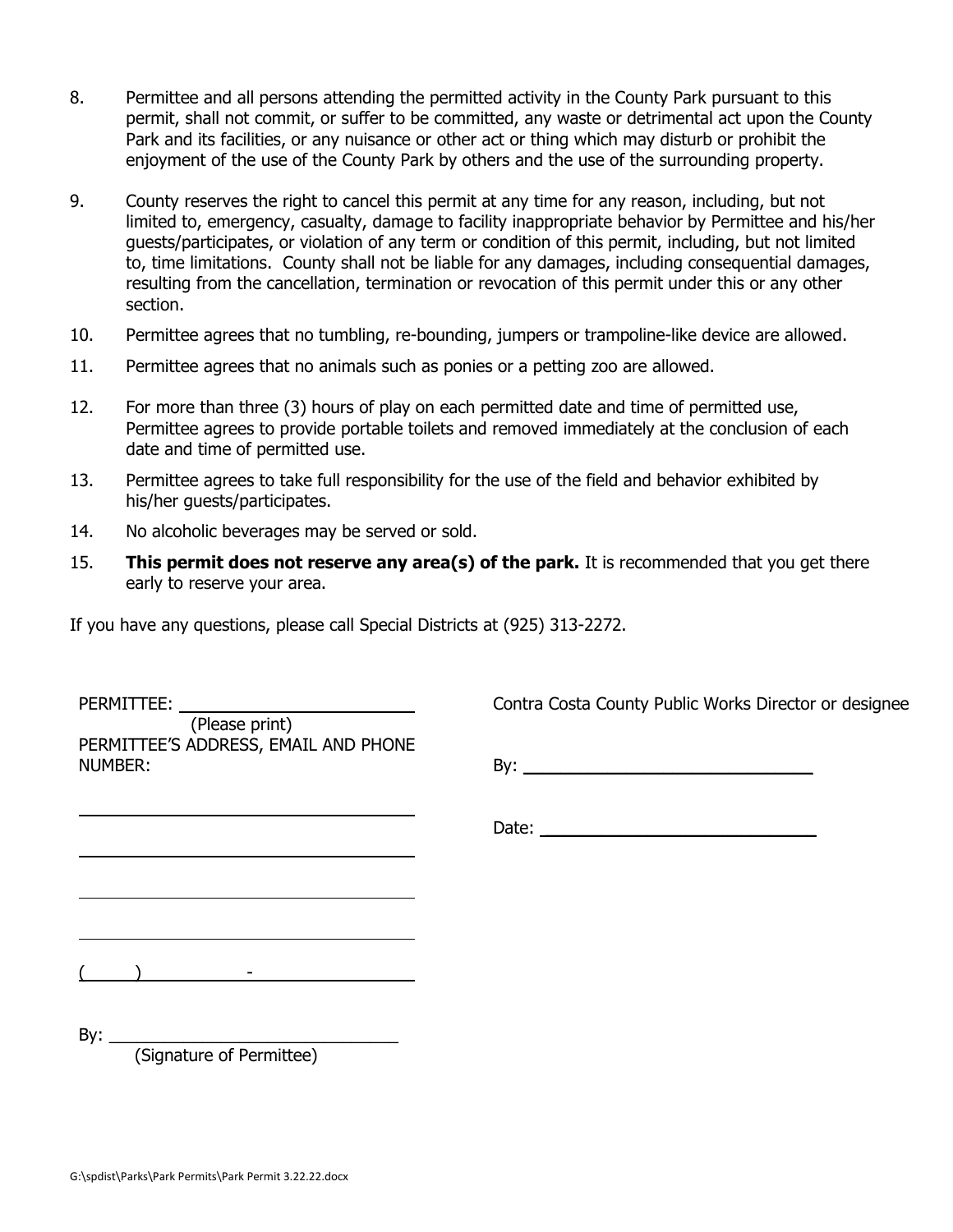8. Permittee and all persons attending the permitted activity in the County Park pursuant to this permit, shall not commit, or suffer to be committed, any waste or detrimental act upon the County Park and its facilities, or any nuisance or other act or thing which may disturb or prohibit the enjoyment of the use of the County Park by others and the use of the surrounding property.

9. County reserves the right to cancel this permit at any time for any reason, including, but not limited to, emergency, casualty, damage to facility inappropriate behavior by Permittee and his/her guests/participates, or violation of any term or condition of this permit, including, but not limited to, time limitations. County shall not be liable for any damages, including consequential damages, resulting from the cancellation, termination or revocation of this permit under this or any other section.

10. Permittee agrees that no tumbling, re-bounding, jumpers or trampoline-like device are allowed.

11. Permittee agrees that no animals such as ponies or a petting zoo are allowed.

12. For more than three (3) hours of play on each permitted date and time of permitted use, Permittee agrees to provide portable toilets and removed immediately at the conclusion of each date and time of permitted use.

13. Permittee agrees to take full responsibility for the use of the field and behavior exhibited by his/her guests/participates.

14. No alcoholic beverages may be served or sold.

15. **This permit does not reserve any area(s) of the park.** It is recommended that you get there early to reserve your area.

If you have any questions, please call Special Districts at (925) 313-2272.

PERMITTEE: ______________________
(Please print)
PERMITTEE'S ADDRESS, EMAIL AND PHONE NUMBER:

______________________

______________________

______________________

______________________

( ) - ______________________

By: ______________________
(Signature of Permittee)

Contra Costa County Public Works Director or designee

By: ______________________

Date: ______________________

G:\spdist\Parks\Park Permits\Park Permit 3.22.22.docx